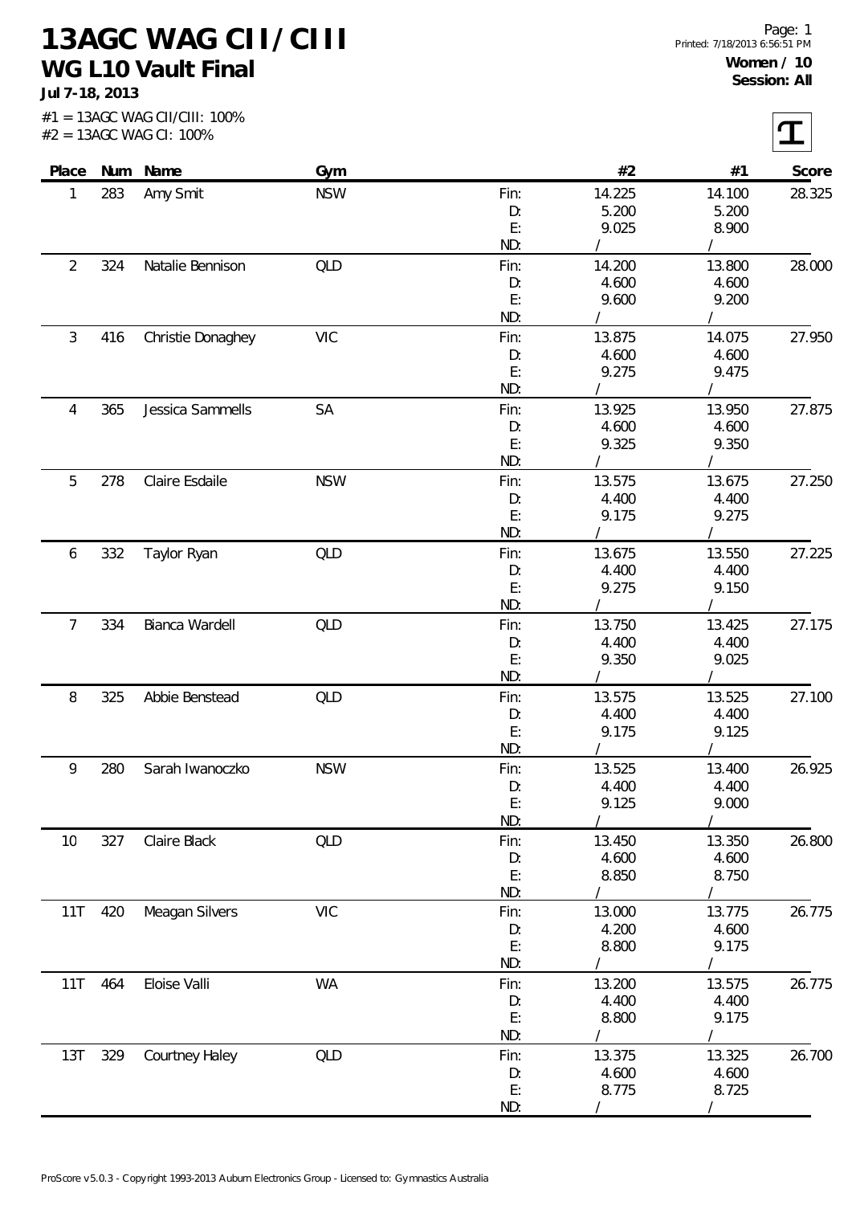# 13AGC WAG CII/CIII

## WG L10 Vault Final

**Jul 7-18, 2013**

#1 = 13AGC WAG CII/CIII: 100%
#2 = 13AGC WAG CI: 100%

**Women / 10**
**Session: All**

| Place | Num | Name | Gym | | #2 | #1 | Score |
|---|---|---|---|---|---|---|---|
| 1 | 283 | Amy Smit | NSW | Fin: | 14.225 | 14.100 | 28.325 |
| | | | | D: | 5.200 | 5.200 | |
| | | | | E: | 9.025 | 8.900 | |
| | | | | ND: | / | / | |
| 2 | 324 | Natalie Bennison | QLD | Fin: | 14.200 | 13.800 | 28.000 |
| | | | | D: | 4.600 | 4.600 | |
| | | | | E: | 9.600 | 9.200 | |
| | | | | ND: | / | / | |
| 3 | 416 | Christie Donaghey | VIC | Fin: | 13.875 | 14.075 | 27.950 |
| | | | | D: | 4.600 | 4.600 | |
| | | | | E: | 9.275 | 9.475 | |
| | | | | ND: | / | / | |
| 4 | 365 | Jessica Sammells | SA | Fin: | 13.925 | 13.950 | 27.875 |
| | | | | D: | 4.600 | 4.600 | |
| | | | | E: | 9.325 | 9.350 | |
| | | | | ND: | / | / | |
| 5 | 278 | Claire Esdaile | NSW | Fin: | 13.575 | 13.675 | 27.250 |
| | | | | D: | 4.400 | 4.400 | |
| | | | | E: | 9.175 | 9.275 | |
| | | | | ND: | / | / | |
| 6 | 332 | Taylor Ryan | QLD | Fin: | 13.675 | 13.550 | 27.225 |
| | | | | D: | 4.400 | 4.400 | |
| | | | | E: | 9.275 | 9.150 | |
| | | | | ND: | / | / | |
| 7 | 334 | Bianca Wardell | QLD | Fin: | 13.750 | 13.425 | 27.175 |
| | | | | D: | 4.400 | 4.400 | |
| | | | | E: | 9.350 | 9.025 | |
| | | | | ND: | / | / | |
| 8 | 325 | Abbie Benstead | QLD | Fin: | 13.575 | 13.525 | 27.100 |
| | | | | D: | 4.400 | 4.400 | |
| | | | | E: | 9.175 | 9.125 | |
| | | | | ND: | / | / | |
| 9 | 280 | Sarah Iwanoczko | NSW | Fin: | 13.525 | 13.400 | 26.925 |
| | | | | D: | 4.400 | 4.400 | |
| | | | | E: | 9.125 | 9.000 | |
| | | | | ND: | / | / | |
| 10 | 327 | Claire Black | QLD | Fin: | 13.450 | 13.350 | 26.800 |
| | | | | D: | 4.600 | 4.600 | |
| | | | | E: | 8.850 | 8.750 | |
| | | | | ND: | / | / | |
| 11T | 420 | Meagan Silvers | VIC | Fin: | 13.000 | 13.775 | 26.775 |
| | | | | D: | 4.200 | 4.600 | |
| | | | | E: | 8.800 | 9.175 | |
| | | | | ND: | / | / | |
| 11T | 464 | Eloise Valli | WA | Fin: | 13.200 | 13.575 | 26.775 |
| | | | | D: | 4.400 | 4.400 | |
| | | | | E: | 8.800 | 9.175 | |
| | | | | ND: | / | / | |
| 13T | 329 | Courtney Haley | QLD | Fin: | 13.375 | 13.325 | 26.700 |
| | | | | D: | 4.600 | 4.600 | |
| | | | | E: | 8.775 | 8.725 | |
| | | | | ND: | / | / | |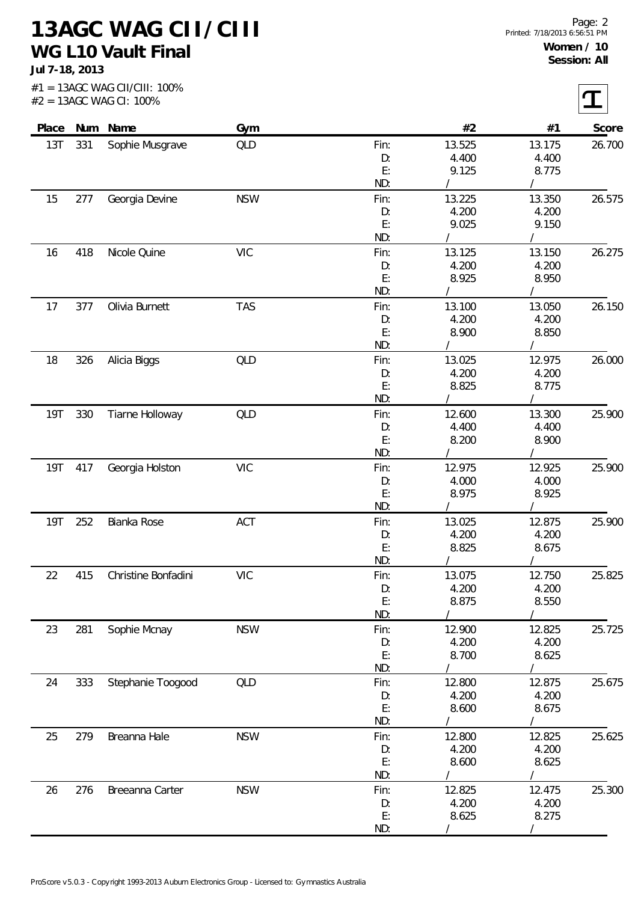# 13AGC WAG CII/CIII

## WG L10 Vault Final

**Jul 7-18, 2013**

#1 = 13AGC WAG CII/CIII: 100%
#2 = 13AGC WAG CI: 100%

**Women / 10**
**Session: All**

| Place | Num | Name | Gym | | #2 | #1 | Score |
|---|---|---|---|---|---|---|---|
| 13T | 331 | Sophie Musgrave | QLD | Fin: | 13.525 | 13.175 | 26.700 |
| | | | | D: | 4.400 | 4.400 | |
| | | | | E: | 9.125 | 8.775 | |
| | | | | ND: | / | / | |
| 15 | 277 | Georgia Devine | NSW | Fin: | 13.225 | 13.350 | 26.575 |
| | | | | D: | 4.200 | 4.200 | |
| | | | | E: | 9.025 | 9.150 | |
| | | | | ND: | / | / | |
| 16 | 418 | Nicole Quine | VIC | Fin: | 13.125 | 13.150 | 26.275 |
| | | | | D: | 4.200 | 4.200 | |
| | | | | E: | 8.925 | 8.950 | |
| | | | | ND: | / | / | |
| 17 | 377 | Olivia Burnett | TAS | Fin: | 13.100 | 13.050 | 26.150 |
| | | | | D: | 4.200 | 4.200 | |
| | | | | E: | 8.900 | 8.850 | |
| | | | | ND: | / | / | |
| 18 | 326 | Alicia Biggs | QLD | Fin: | 13.025 | 12.975 | 26.000 |
| | | | | D: | 4.200 | 4.200 | |
| | | | | E: | 8.825 | 8.775 | |
| | | | | ND: | / | / | |
| 19T | 330 | Tiarne Holloway | QLD | Fin: | 12.600 | 13.300 | 25.900 |
| | | | | D: | 4.400 | 4.400 | |
| | | | | E: | 8.200 | 8.900 | |
| | | | | ND: | / | / | |
| 19T | 417 | Georgia Holston | VIC | Fin: | 12.975 | 12.925 | 25.900 |
| | | | | D: | 4.000 | 4.000 | |
| | | | | E: | 8.975 | 8.925 | |
| | | | | ND: | / | / | |
| 19T | 252 | Bianka Rose | ACT | Fin: | 13.025 | 12.875 | 25.900 |
| | | | | D: | 4.200 | 4.200 | |
| | | | | E: | 8.825 | 8.675 | |
| | | | | ND: | / | / | |
| 22 | 415 | Christine Bonfadini | VIC | Fin: | 13.075 | 12.750 | 25.825 |
| | | | | D: | 4.200 | 4.200 | |
| | | | | E: | 8.875 | 8.550 | |
| | | | | ND: | / | / | |
| 23 | 281 | Sophie Mcnay | NSW | Fin: | 12.900 | 12.825 | 25.725 |
| | | | | D: | 4.200 | 4.200 | |
| | | | | E: | 8.700 | 8.625 | |
| | | | | ND: | / | / | |
| 24 | 333 | Stephanie Toogood | QLD | Fin: | 12.800 | 12.875 | 25.675 |
| | | | | D: | 4.200 | 4.200 | |
| | | | | E: | 8.600 | 8.675 | |
| | | | | ND: | / | / | |
| 25 | 279 | Breanna Hale | NSW | Fin: | 12.800 | 12.825 | 25.625 |
| | | | | D: | 4.200 | 4.200 | |
| | | | | E: | 8.600 | 8.625 | |
| | | | | ND: | / | / | |
| 26 | 276 | Breeanna Carter | NSW | Fin: | 12.825 | 12.475 | 25.300 |
| | | | | D: | 4.200 | 4.200 | |
| | | | | E: | 8.625 | 8.275 | |
| | | | | ND: | / | / | |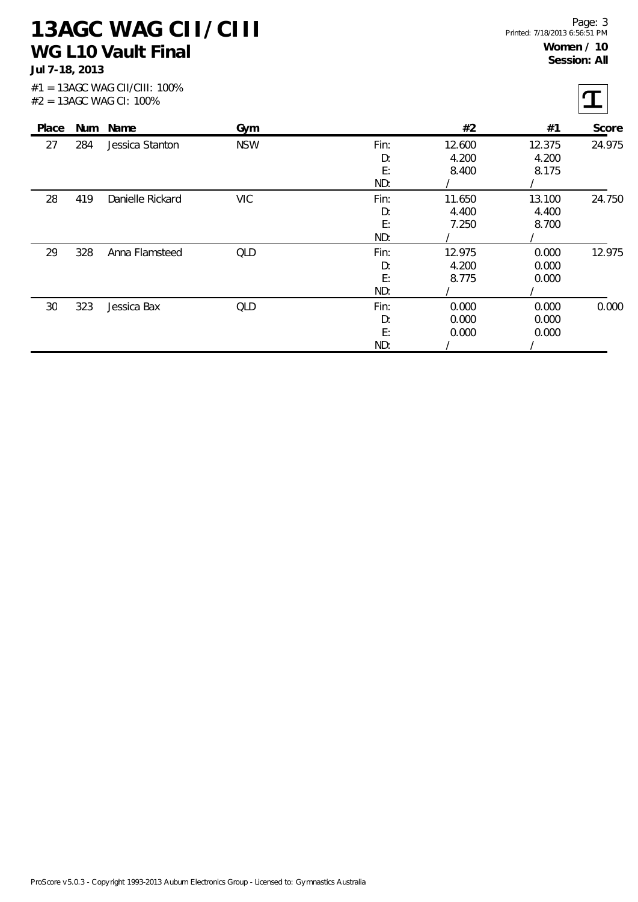# 13AGC WAG CII/CIII

## WG L10 Vault Final

**Jul 7-18, 2013**

**Women / 10**
**Session: All**

#1 = 13AGC WAG CII/CIII: 100%
#2 = 13AGC WAG CI: 100%

| Place | Num | Name | Gym | | #2 | #1 | Score |
|---|---|---|---|---|---|---|---|
| 27 | 284 | Jessica Stanton | NSW | Fin: | 12.600 | 12.375 | 24.975 |
| | | | | D: | 4.200 | 4.200 | |
| | | | | E: | 8.400 | 8.175 | |
| | | | | ND: | / | / | |
| 28 | 419 | Danielle Rickard | VIC | Fin: | 11.650 | 13.100 | 24.750 |
| | | | | D: | 4.400 | 4.400 | |
| | | | | E: | 7.250 | 8.700 | |
| | | | | ND: | / | / | |
| 29 | 328 | Anna Flamsteed | QLD | Fin: | 12.975 | 0.000 | 12.975 |
| | | | | D: | 4.200 | 0.000 | |
| | | | | E: | 8.775 | 0.000 | |
| | | | | ND: | / | / | |
| 30 | 323 | Jessica Bax | QLD | Fin: | 0.000 | 0.000 | 0.000 |
| | | | | D: | 0.000 | 0.000 | |
| | | | | E: | 0.000 | 0.000 | |
| | | | | ND: | / | / | |

ProScore v5.0.3 - Copyright 1993-2013 Auburn Electronics Group - Licensed to: Gymnastics Australia